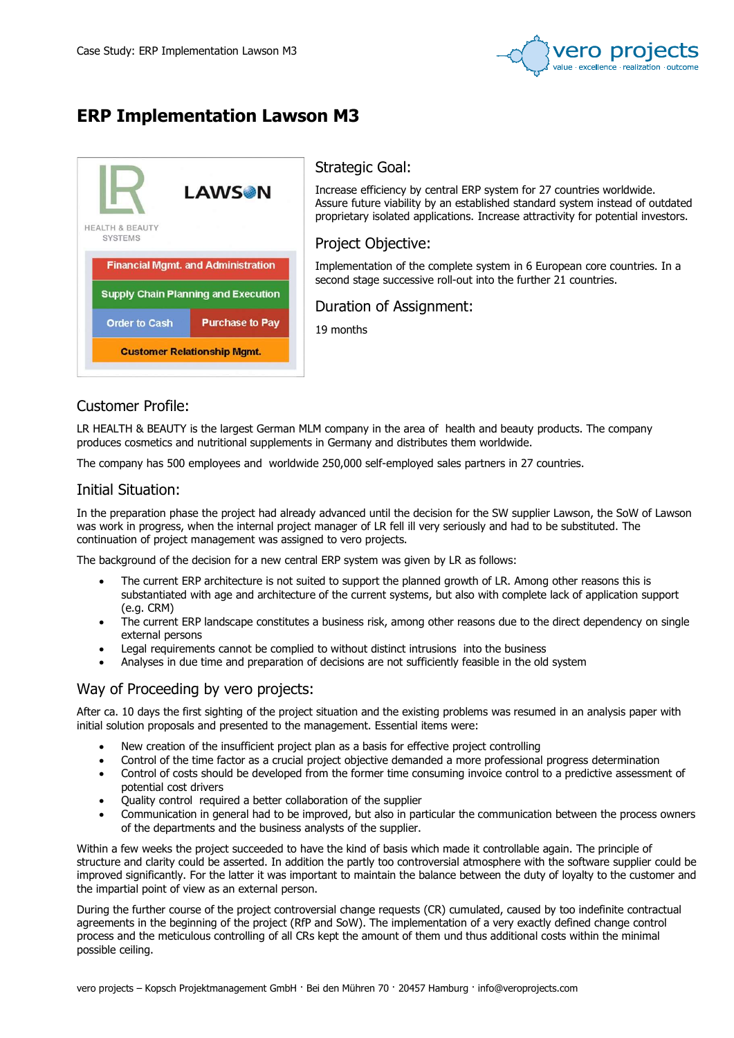# ERP Implementation Lawson M3

LR HEALTH & BEAUTY SYSTEMS

LAWSON

Financial Mgmt. and Administration

Supply Chain Planning and Execution

Order to Cash | Purchase to Pay

Customer Relationship Mgmt.

## Strategic Goal:

Increase efficiency by central ERP system for 27 countries worldwide. Assure future viability by an established standard system instead of outdated proprietary isolated applications. Increase attractivity for potential investors.

## Project Objective:

Implementation of the complete system in 6 European core countries. In a second stage successive roll-out into the further 21 countries.

## Duration of Assignment:

19 months

## Customer Profile:

LR HEALTH & BEAUTY is the largest German MLM company in the area of health and beauty products. The company produces cosmetics and nutritional supplements in Germany and distributes them worldwide.

The company has 500 employees and worldwide 250,000 self-employed sales partners in 27 countries.

## Initial Situation:

In the preparation phase the project had already advanced until the decision for the SW supplier Lawson, the SoW of Lawson was work in progress, when the internal project manager of LR fell ill very seriously and had to be substituted. The continuation of project management was assigned to vero projects.

The background of the decision for a new central ERP system was given by LR as follows:

- The current ERP architecture is not suited to support the planned growth of LR. Among other reasons this is substantiated with age and architecture of the current systems, but also with complete lack of application support (e.g. CRM)
- The current ERP landscape constitutes a business risk, among other reasons due to the direct dependency on single external persons
- Legal requirements cannot be complied to without distinct intrusions into the business
- Analyses in due time and preparation of decisions are not sufficiently feasible in the old system

## Way of Proceeding by vero projects:

After ca. 10 days the first sighting of the project situation and the existing problems was resumed in an analysis paper with initial solution proposals and presented to the management. Essential items were:

- New creation of the insufficient project plan as a basis for effective project controlling
- Control of the time factor as a crucial project objective demanded a more professional progress determination
- Control of costs should be developed from the former time consuming invoice control to a predictive assessment of potential cost drivers
- Quality control required a better collaboration of the supplier
- Communication in general had to be improved, but also in particular the communication between the process owners of the departments and the business analysts of the supplier.

Within a few weeks the project succeeded to have the kind of basis which made it controllable again. The principle of structure and clarity could be asserted. In addition the partly too controversial atmosphere with the software supplier could be improved significantly. For the latter it was important to maintain the balance between the duty of loyalty to the customer and the impartial point of view as an external person.

During the further course of the project controversial change requests (CR) cumulated, caused by too indefinite contractual agreements in the beginning of the project (RfP and SoW). The implementation of a very exactly defined change control process and the meticulous controlling of all CRs kept the amount of them und thus additional costs within the minimal possible ceiling.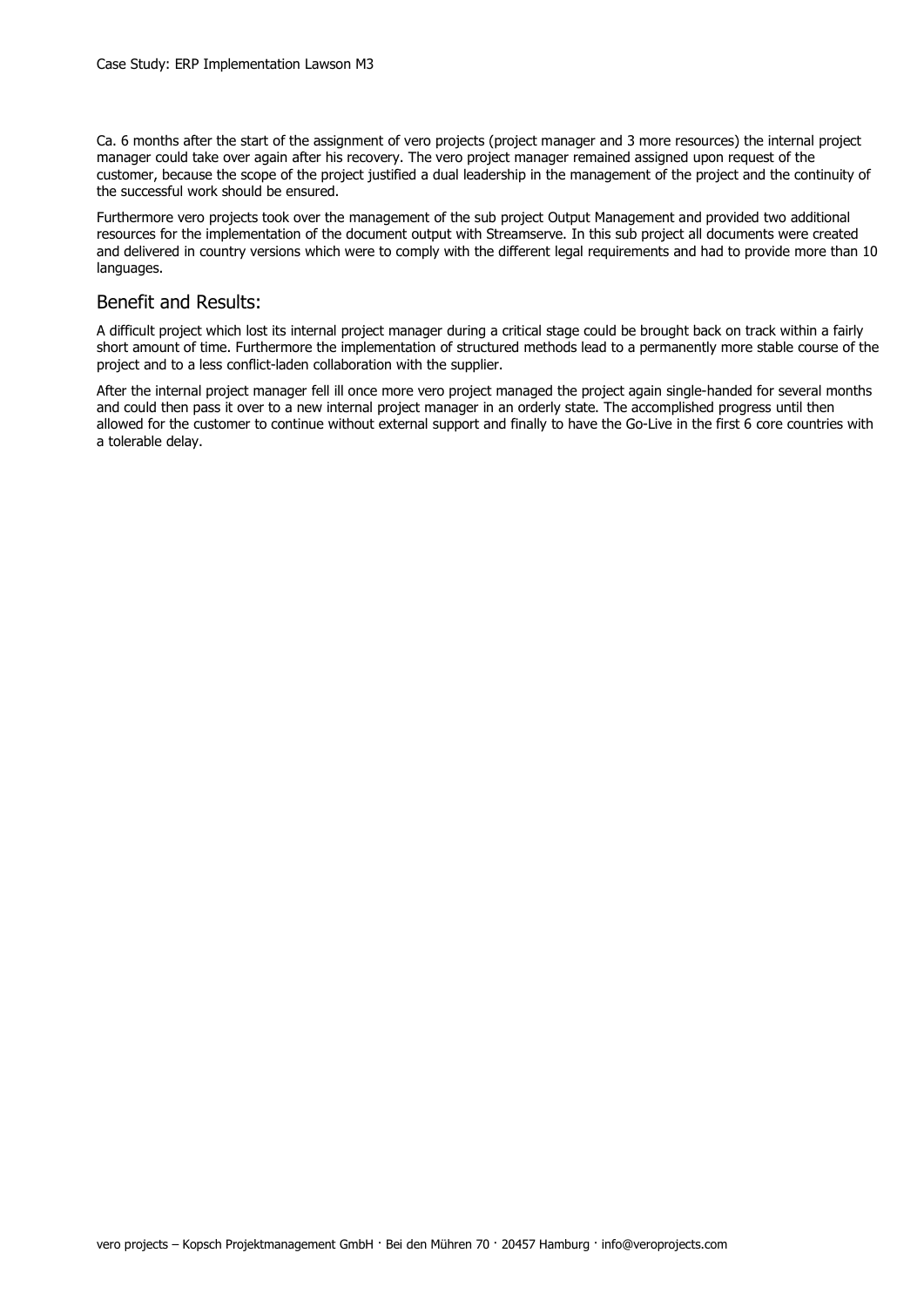Ca. 6 months after the start of the assignment of vero projects (project manager and 3 more resources) the internal project manager could take over again after his recovery. The vero project manager remained assigned upon request of the customer, because the scope of the project justified a dual leadership in the management of the project and the continuity of the successful work should be ensured.

Furthermore vero projects took over the management of the sub project Output Management and provided two additional resources for the implementation of the document output with Streamserve. In this sub project all documents were created and delivered in country versions which were to comply with the different legal requirements and had to provide more than 10 languages.

## Benefit and Results:

A difficult project which lost its internal project manager during a critical stage could be brought back on track within a fairly short amount of time. Furthermore the implementation of structured methods lead to a permanently more stable course of the project and to a less conflict-laden collaboration with the supplier.

After the internal project manager fell ill once more vero project managed the project again single-handed for several months and could then pass it over to a new internal project manager in an orderly state. The accomplished progress until then allowed for the customer to continue without external support and finally to have the Go-Live in the first 6 core countries with a tolerable delay.